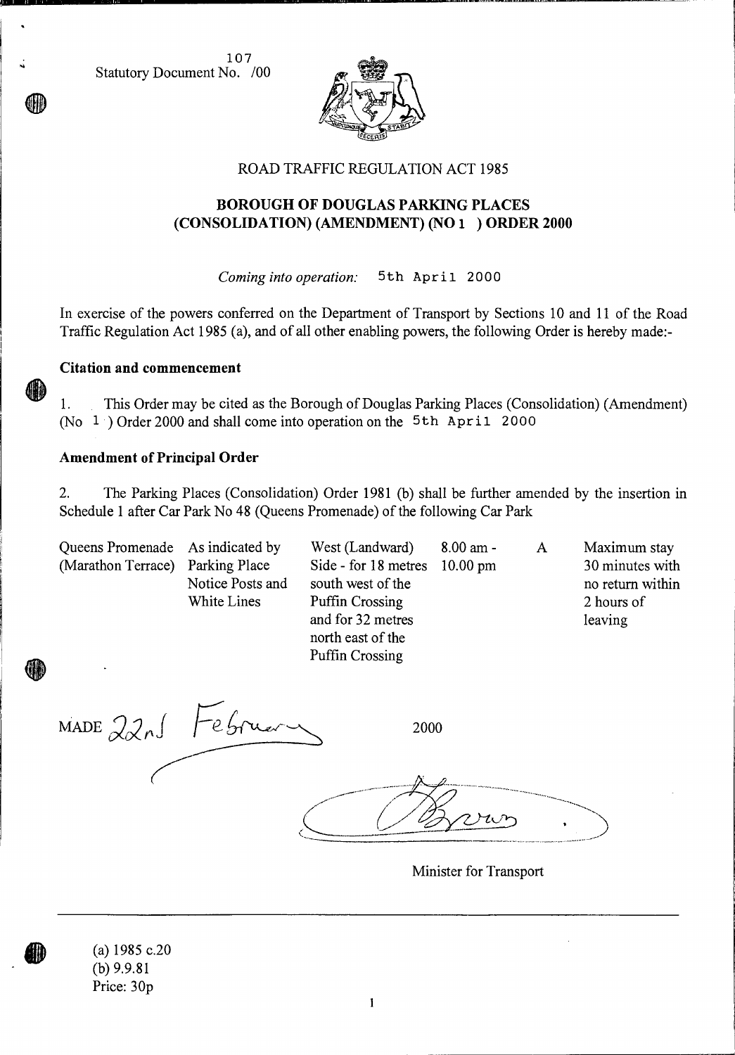Statutory Document No. 107/00

ROAD TRAFFIC REGULATION ACT 1985

# BOROUGH OF DOUGLAS PARKING PLACES (CONSOLIDATION) (AMENDMENT) (NO 1 ) ORDER 2000

*Coming into operation:* 5th April 2000

In exercise of the powers conferred on the Department of Transport by Sections 10 and 11 of the Road Traffic Regulation Act 1985 (a), and of all other enabling powers, the following Order is hereby made:-

### Citation and commencement

1. This Order may be cited as the Borough of Douglas Parking Places (Consolidation) (Amendment) (No 1 ) Order 2000 and shall come into operation on the 5th April 2000

### Amendment of Principal Order

2. The Parking Places (Consolidation) Order 1981 (b) shall be further amended by the insertion in Schedule 1 after Car Park No 48 (Queens Promenade) of the following Car Park

| | | | | | |
|---|---|---|---|---|---|
| Queens Promenade (Marathon Terrace) | As indicated by Parking Place Notice Posts and White Lines | West (Landward) Side - for 18 metres south west of the Puffin Crossing and for 32 metres north east of the Puffin Crossing | 8.00 am - 10.00 pm | A | Maximum stay 30 minutes with no return within 2 hours of leaving |

MADE 22nd February 2000

Minister for Transport

(a) 1985 c.20
(b) 9.9.81
Price: 30p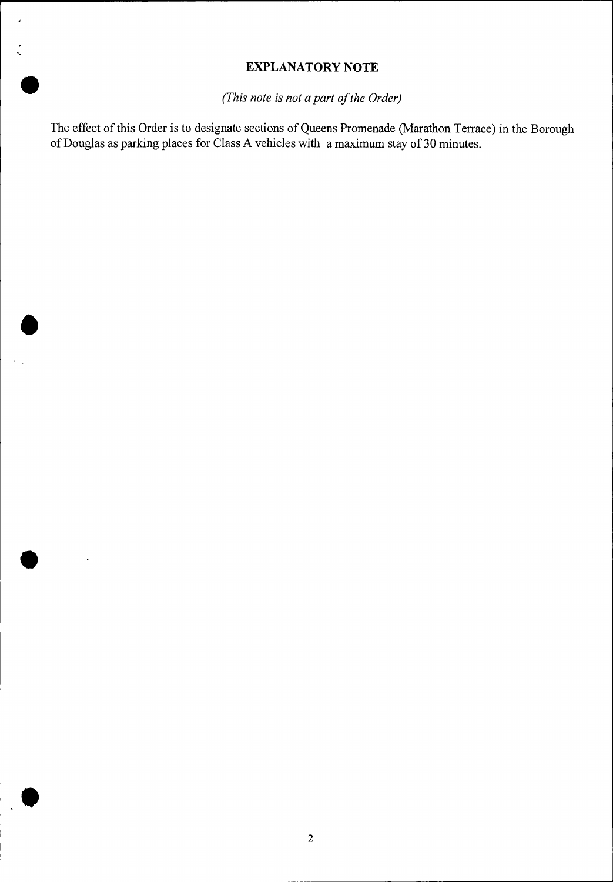## EXPLANATORY NOTE

*(This note is not a part of the Order)*

The effect of this Order is to designate sections of Queens Promenade (Marathon Terrace) in the Borough of Douglas as parking places for Class A vehicles with a maximum stay of 30 minutes.